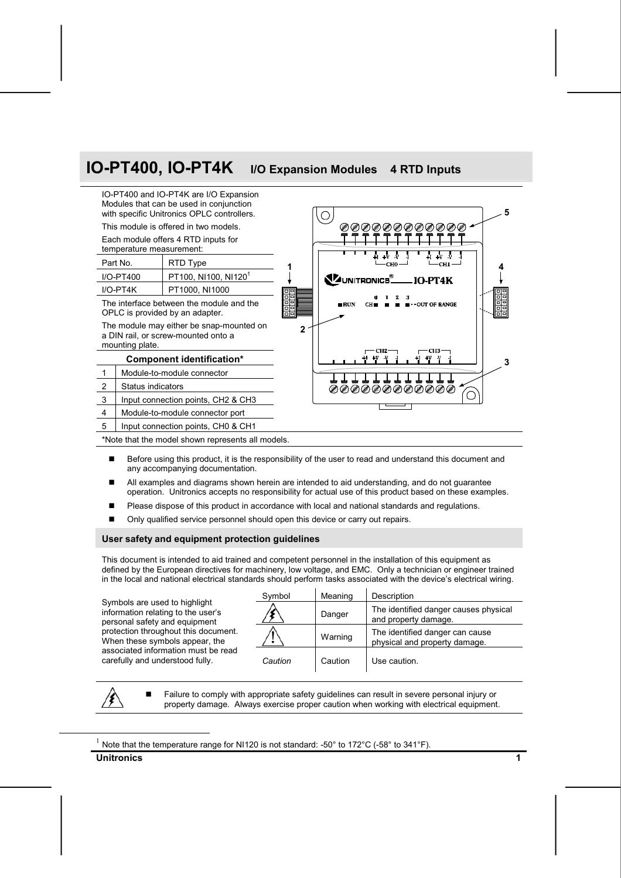# IO-PT400, IO-PT4K I/O Expansion Modules 4 RTD Inputs

IO-PT400 and IO-PT4K are I/O Expansion Modules that can be used in conjunction with specific Unitronics OPLC controllers.

This module is offered in two models.

Each module offers 4 RTD inputs for temperature measurement:

| Part No. | RTD Type |
|---|---|
| I/O-PT400 | PT100, NI100, NI120[1] |
| I/O-PT4K | PT1000, NI1000 |

The interface between the module and the OPLC is provided by an adapter.

The module may either be snap-mounted on a DIN rail, or screw-mounted onto a mounting plate.

| Component identification* | |
|---|---|
| 1 | Module-to-module connector |
| 2 | Status indicators |
| 3 | Input connection points, CH2 & CH3 |
| 4 | Module-to-module connector port |
| 5 | Input connection points, CH0 & CH1 |

*Note that the model shown represents all models.

- Before using this product, it is the responsibility of the user to read and understand this document and any accompanying documentation.
- All examples and diagrams shown herein are intended to aid understanding, and do not guarantee operation. Unitronics accepts no responsibility for actual use of this product based on these examples.
- Please dispose of this product in accordance with local and national standards and regulations.
- Only qualified service personnel should open this device or carry out repairs.

## User safety and equipment protection guidelines

This document is intended to aid trained and competent personnel in the installation of this equipment as defined by the European directives for machinery, low voltage, and EMC. Only a technician or engineer trained in the local and national electrical standards should perform tasks associated with the device's electrical wiring.

Symbols are used to highlight information relating to the user's personal safety and equipment protection throughout this document. When these symbols appear, the associated information must be read carefully and understood fully.

| Symbol | Meaning | Description |
|---|---|---|
| (Danger symbol) | Danger | The identified danger causes physical and property damage. |
| (Warning symbol) | Warning | The identified danger can cause physical and property damage. |
| *Caution* | Caution | Use caution. |

- Failure to comply with appropriate safety guidelines can result in severe personal injury or property damage. Always exercise proper caution when working with electrical equipment.

[1] Note that the temperature range for NI120 is not standard: -50° to 172°C (-58° to 341°F).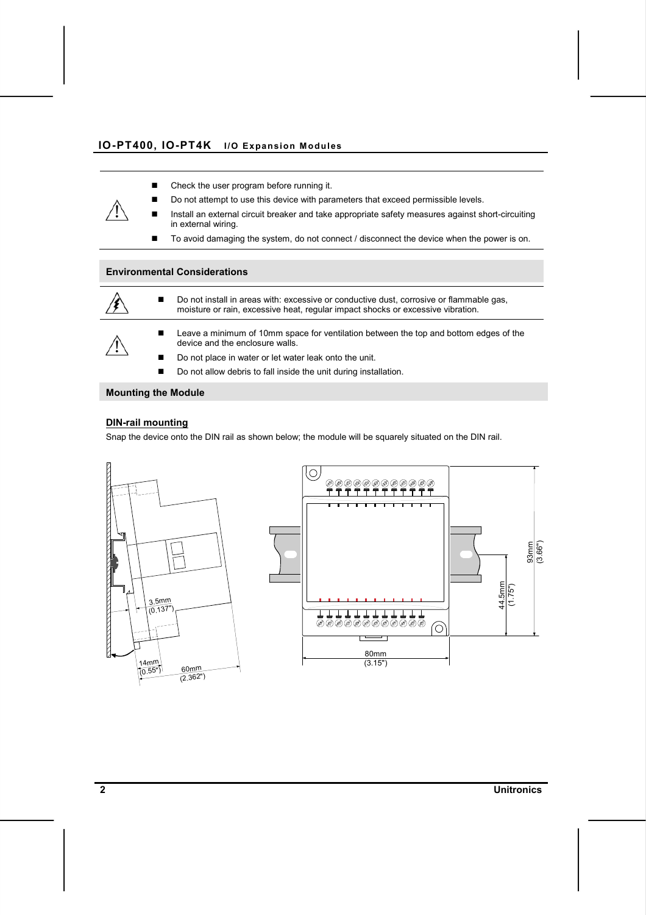- Check the user program before running it.
- Do not attempt to use this device with parameters that exceed permissible levels.
- Install an external circuit breaker and take appropriate safety measures against short-circuiting in external wiring.
- To avoid damaging the system, do not connect / disconnect the device when the power is on.

## Environmental Considerations

- Do not install in areas with: excessive or conductive dust, corrosive or flammable gas, moisture or rain, excessive heat, regular impact shocks or excessive vibration.

- Leave a minimum of 10mm space for ventilation between the top and bottom edges of the device and the enclosure walls.
- Do not place in water or let water leak onto the unit.
- Do not allow debris to fall inside the unit during installation.

## Mounting the Module

### DIN-rail mounting

Snap the device onto the DIN rail as shown below; the module will be squarely situated on the DIN rail.

3.5mm (0.137")

14mm (0.55")

60mm (2.362")

80mm (3.15")

44.5mm (1.75")

93mm (3.66")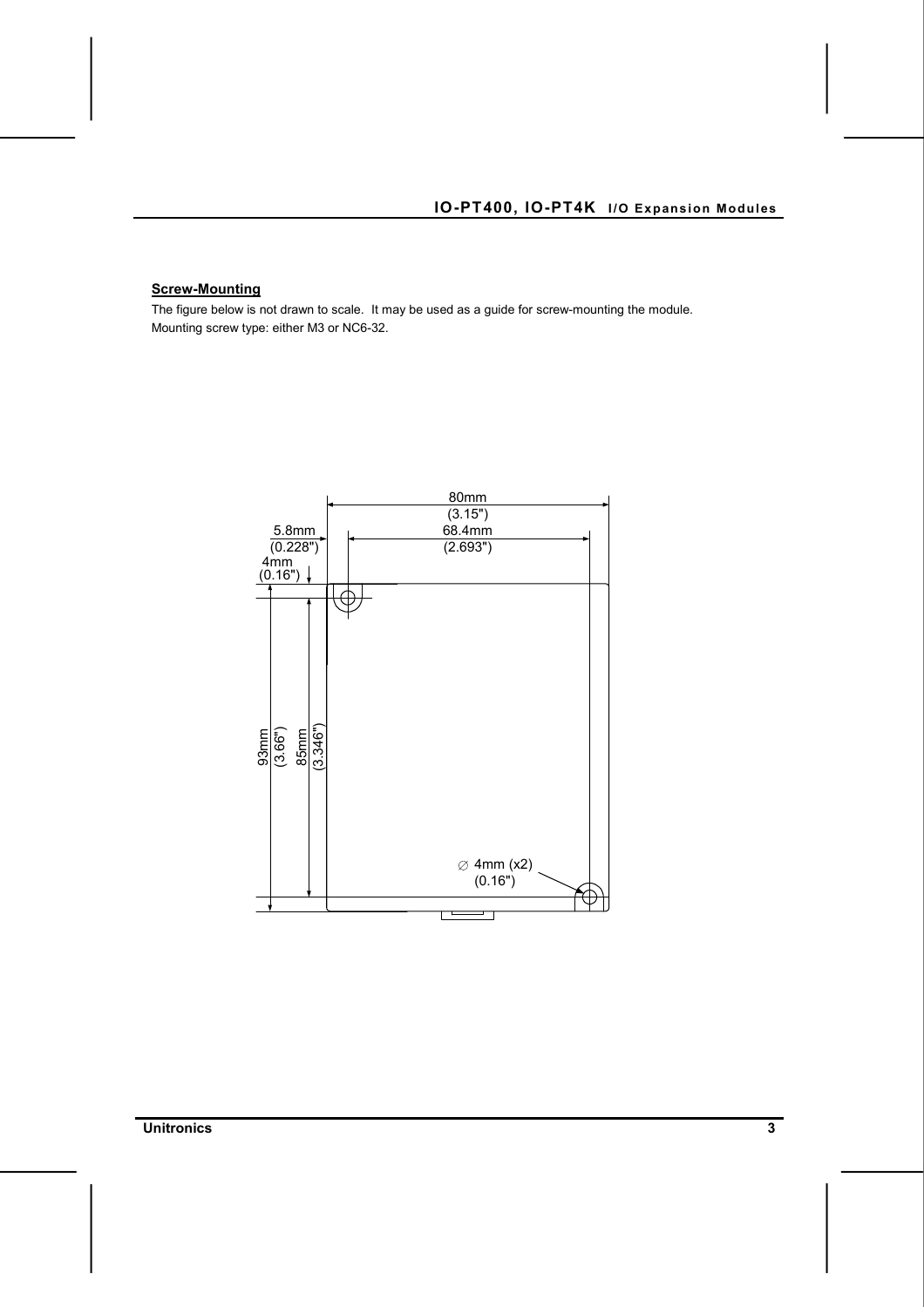**Screw-Mounting**

The figure below is not drawn to scale. It may be used as a guide for screw-mounting the module.
Mounting screw type: either M3 or NC6-32.

80mm
(3.15")

5.8mm
(0.228")

68.4mm
(2.693")

4mm
(0.16")

93mm
(3.66")

85mm
(3.346")

∅ 4mm (x2)
(0.16")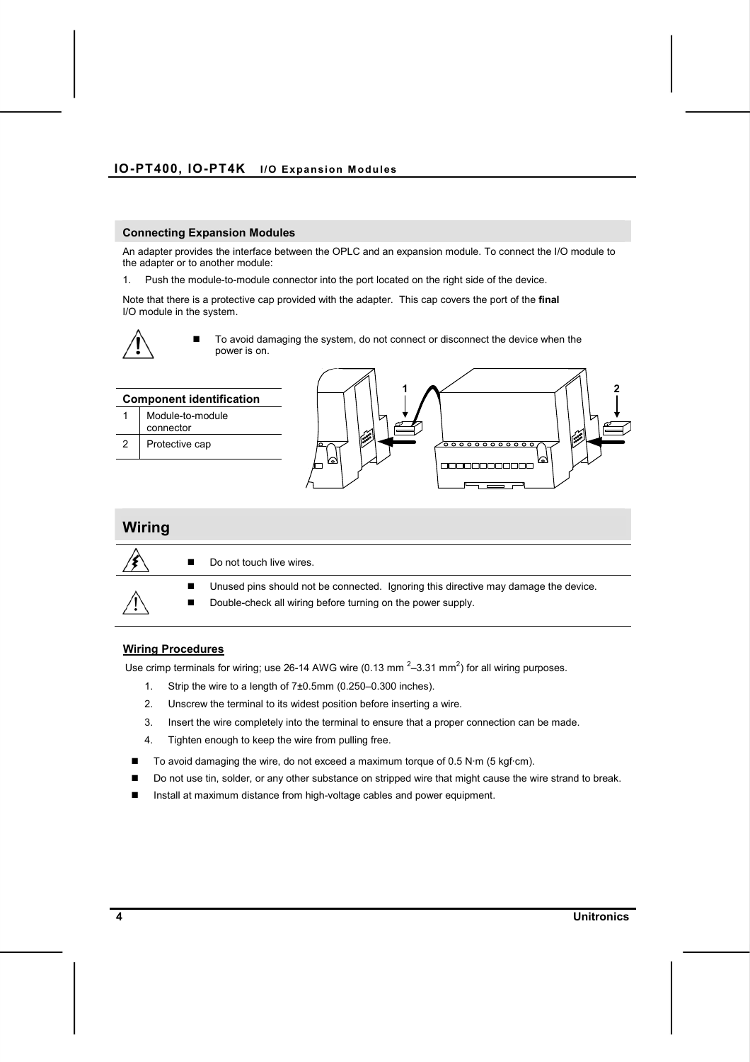## Connecting Expansion Modules

An adapter provides the interface between the OPLC and an expansion module. To connect the I/O module to the adapter or to another module:

1. Push the module-to-module connector into the port located on the right side of the device.

Note that there is a protective cap provided with the adapter. This cap covers the port of the **final** I/O module in the system.

- To avoid damaging the system, do not connect or disconnect the device when the power is on.

| Component identification | |
|---|---|
| 1 | Module-to-module connector |
| 2 | Protective cap |

# Wiring

- Do not touch live wires.

- Unused pins should not be connected. Ignoring this directive may damage the device.
- Double-check all wiring before turning on the power supply.

### Wiring Procedures

Use crimp terminals for wiring; use 26-14 AWG wire (0.13 mm $^2$–3.31 mm$^2$) for all wiring purposes.

1. Strip the wire to a length of 7±0.5mm (0.250–0.300 inches).
2. Unscrew the terminal to its widest position before inserting a wire.
3. Insert the wire completely into the terminal to ensure that a proper connection can be made.
4. Tighten enough to keep the wire from pulling free.

- To avoid damaging the wire, do not exceed a maximum torque of 0.5 N·m (5 kgf·cm).
- Do not use tin, solder, or any other substance on stripped wire that might cause the wire strand to break.
- Install at maximum distance from high-voltage cables and power equipment.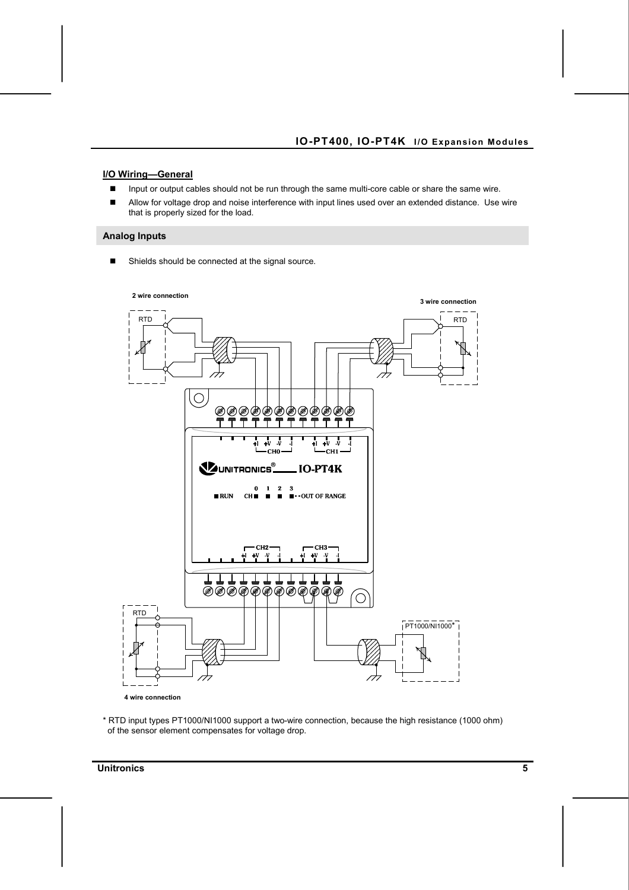## I/O Wiring—General

- Input or output cables should not be run through the same multi-core cable or share the same wire.
- Allow for voltage drop and noise interference with input lines used over an extended distance. Use wire that is properly sized for the load.

## Analog Inputs

- Shields should be connected at the signal source.

2 wire connection

3 wire connection

RTD

RTD

+I +V -V -I
CH0

+I +V -V -I
CH1

UNITRONICS® IO-PT4K

0 1 2 3
RUN CH OUT OF RANGE

CH2
+I +V -V -I

CH3
+I +V -V -I

RTD

PT1000/NI1000*

4 wire connection

* RTD input types PT1000/NI1000 support a two-wire connection, because the high resistance (1000 ohm) of the sensor element compensates for voltage drop.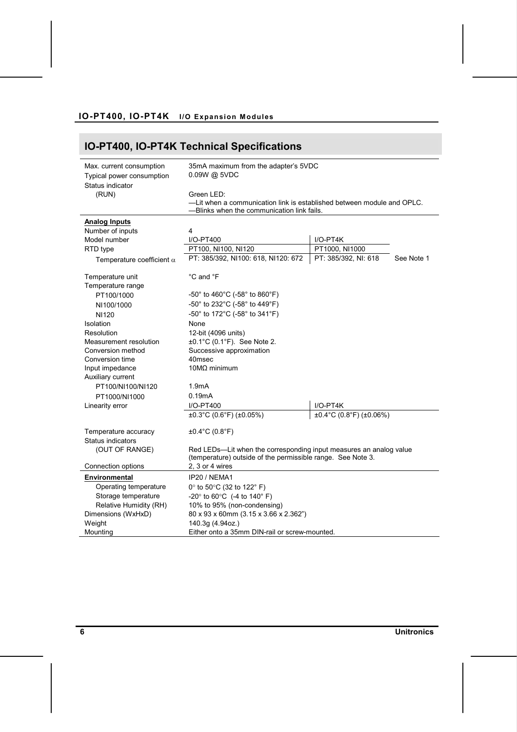## IO-PT400, IO-PT4K Technical Specifications

| | | | |
|---|---|---|---|
| Max. current consumption | 35mA maximum from the adapter's 5VDC | | |
| Typical power consumption | 0.09W @ 5VDC | | |
| Status indicator (RUN) | Green LED:<br>—Lit when a communication link is established between module and OPLC.<br>—Blinks when the communication link fails. | | |
| **Analog Inputs** | | | |
| Number of inputs | 4 | | |
| Model number | I/O-PT400 | I/O-PT4K | |
| RTD type | PT100, NI100, NI120 | PT1000, NI1000 | |
| Temperature coefficient $\alpha$ | PT: 385/392, NI100: 618, NI120: 672 | PT: 385/392, NI: 618 | See Note 1 |
| Temperature unit | °C and °F | | |
| Temperature range | | | |
| PT100/1000 | -50° to 460°C (-58° to 860°F) | | |
| NI100/1000 | -50° to 232°C (-58° to 449°F) | | |
| NI120 | -50° to 172°C (-58° to 341°F) | | |
| Isolation | None | | |
| Resolution | 12-bit (4096 units) | | |
| Measurement resolution | ±0.1°C (0.1°F). See Note 2. | | |
| Conversion method | Successive approximation | | |
| Conversion time | 40msec | | |
| Input impedance | 10MΩ minimum | | |
| Auxiliary current | | | |
| PT100/NI100/NI120 | 1.9mA | | |
| PT1000/NI1000 | 0.19mA | | |
| Linearity error | I/O-PT400 | I/O-PT4K | |
| | ±0.3°C (0.6°F) (±0.05%) | ±0.4°C (0.8°F) (±0.06%) | |
| Temperature accuracy | ±0.4°C (0.8°F) | | |
| Status indicators (OUT OF RANGE) | Red LEDs—Lit when the corresponding input measures an analog value (temperature) outside of the permissible range. See Note 3. | | |
| Connection options | 2, 3 or 4 wires | | |
| **Environmental** | IP20 / NEMA1 | | |
| Operating temperature | 0° to 50°C (32 to 122° F) | | |
| Storage temperature | -20° to 60°C (-4 to 140° F) | | |
| Relative Humidity (RH) | 10% to 95% (non-condensing) | | |
| Dimensions (WxHxD) | 80 x 93 x 60mm (3.15 x 3.66 x 2.362") | | |
| Weight | 140.3g (4.94oz.) | | |
| Mounting | Either onto a 35mm DIN-rail or screw-mounted. | | |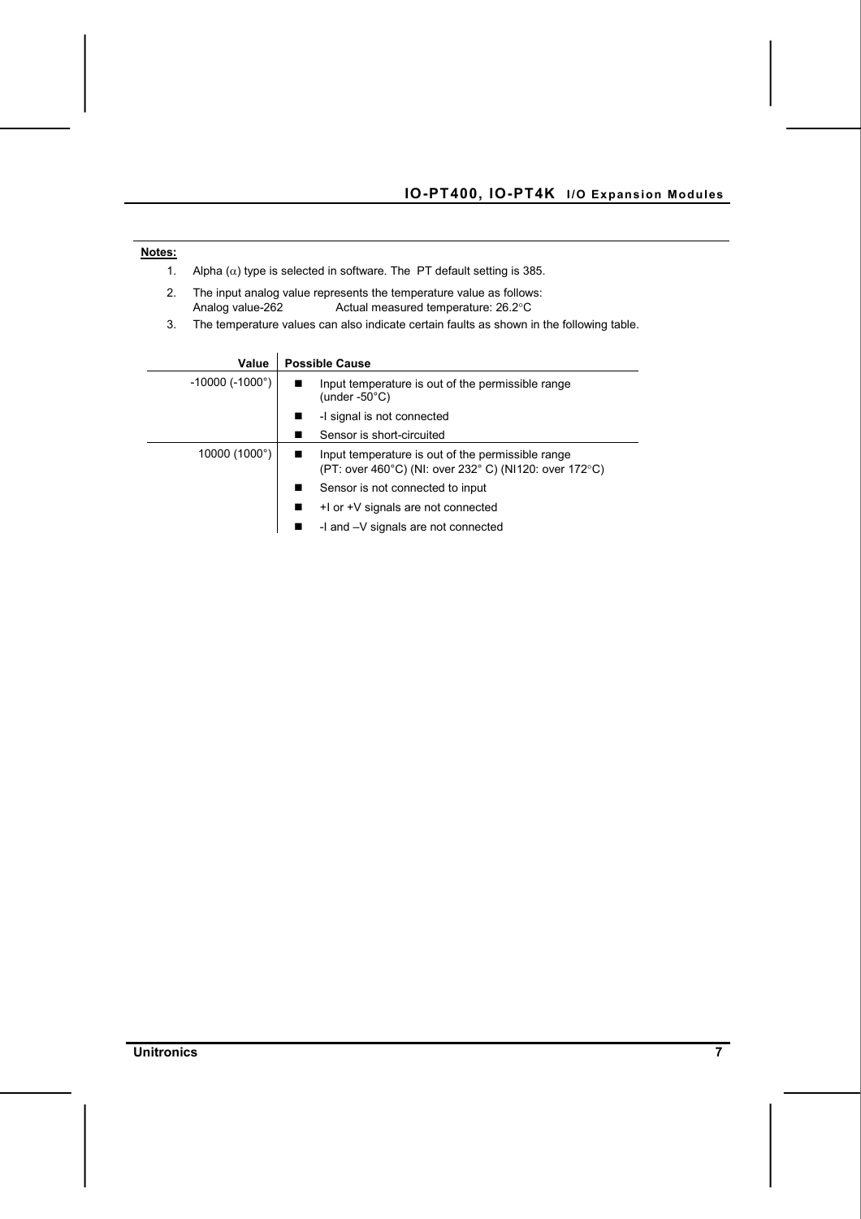**Notes:**

1. Alpha ($\alpha$) type is selected in software. The PT default setting is 385.
2. The input analog value represents the temperature value as follows:
   Analog value-262    Actual measured temperature: 26.2°C
3. The temperature values can also indicate certain faults as shown in the following table.

| Value | Possible Cause |
|---|---|
| -10000 (-1000°) | ■ Input temperature is out of the permissible range (under -50°C) |
| | ■ -I signal is not connected |
| | ■ Sensor is short-circuited |
| 10000 (1000°) | ■ Input temperature is out of the permissible range (PT: over 460°C) (NI: over 232° C) (NI120: over 172°C) |
| | ■ Sensor is not connected to input |
| | ■ +I or +V signals are not connected |
| | ■ -I and –V signals are not connected |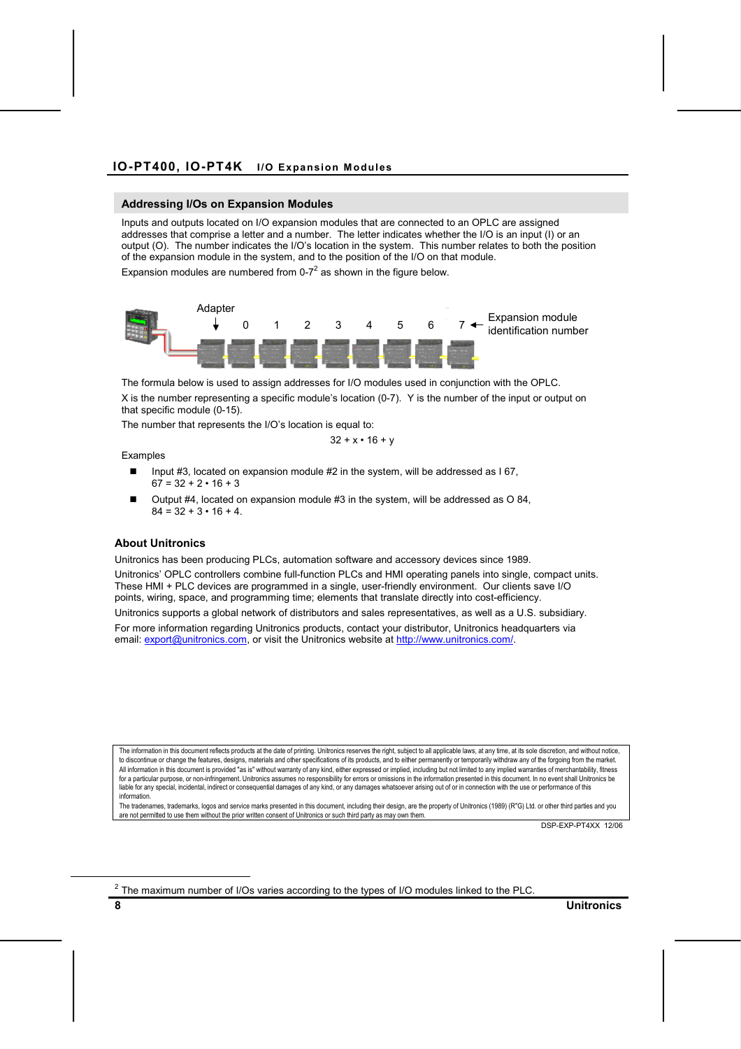## Addressing I/Os on Expansion Modules

Inputs and outputs located on I/O expansion modules that are connected to an OPLC are assigned addresses that comprise a letter and a number. The letter indicates whether the I/O is an input (I) or an output (O). The number indicates the I/O's location in the system. This number relates to both the position of the expansion module in the system, and to the position of the I/O on that module.

Expansion modules are numbered from 0-7[2] as shown in the figure below.

Adapter

0 1 2 3 4 5 6 7

Expansion module identification number

The formula below is used to assign addresses for I/O modules used in conjunction with the OPLC.

X is the number representing a specific module's location (0-7). Y is the number of the input or output on that specific module (0-15).

The number that represents the I/O's location is equal to:

$$32 + x \cdot 16 + y$$

Examples

- Input #3, located on expansion module #2 in the system, will be addressed as I 67, $67 = 32 + 2 \cdot 16 + 3$
- Output #4, located on expansion module #3 in the system, will be addressed as O 84, $84 = 32 + 3 \cdot 16 + 4$.

### About Unitronics

Unitronics has been producing PLCs, automation software and accessory devices since 1989.

Unitronics' OPLC controllers combine full-function PLCs and HMI operating panels into single, compact units. These HMI + PLC devices are programmed in a single, user-friendly environment. Our clients save I/O points, wiring, space, and programming time; elements that translate directly into cost-efficiency.

Unitronics supports a global network of distributors and sales representatives, as well as a U.S. subsidiary.

For more information regarding Unitronics products, contact your distributor, Unitronics headquarters via email: export@unitronics.com, or visit the Unitronics website at http://www.unitronics.com/.

The information in this document reflects products at the date of printing. Unitronics reserves the right, subject to all applicable laws, at any time, at its sole discretion, and without notice, to discontinue or change the features, designs, materials and other specifications of its products, and to either permanently or temporarily withdraw any of the forgoing from the market. All information in this document is provided "as is" without warranty of any kind, either expressed or implied, including but not limited to any implied warranties of merchantability, fitness for a particular purpose, or non-infringement. Unitronics assumes no responsibility for errors or omissions in the information presented in this document. In no event shall Unitronics be liable for any special, incidental, indirect or consequential damages of any kind, or any damages whatsoever arising out of or in connection with the use or performance of this information.
The tradenames, trademarks, logos and service marks presented in this document, including their design, are the property of Unitronics (1989) (R"G) Ltd. or other third parties and you are not permitted to use them without the prior written consent of Unitronics or such third party as may own them.

DSP-EXP-PT4XX 12/06

[2] The maximum number of I/Os varies according to the types of I/O modules linked to the PLC.